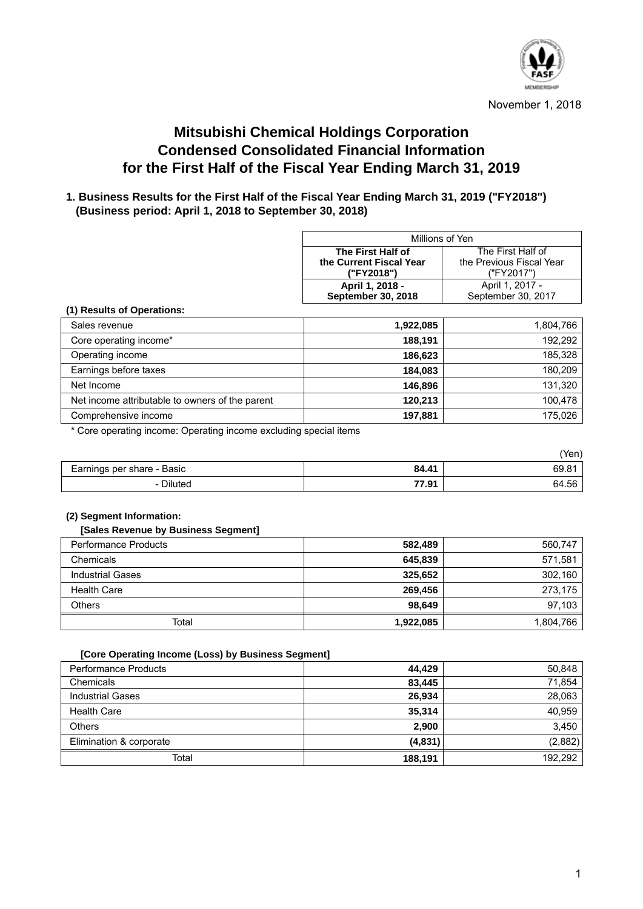November 1, 2018

# Mitsubishi Chemical Holdings Corporation
# Condensed Consolidated Financial Information
# for the First Half of the Fiscal Year Ending March 31, 2019

## 1. Business Results for the First Half of the Fiscal Year Ending March 31, 2019 ("FY2018") (Business period: April 1, 2018 to September 30, 2018)

| | Millions of Yen | |
|---|---|---|
| | **The First Half of the Current Fiscal Year ("FY2018")** | The First Half of the Previous Fiscal Year ("FY2017") |
| | **April 1, 2018 - September 30, 2018** | April 1, 2017 - September 30, 2017 |
| **(1) Results of Operations:** | | |
| Sales revenue | **1,922,085** | 1,804,766 |
| Core operating income* | **188,191** | 192,292 |
| Operating income | **186,623** | 185,328 |
| Earnings before taxes | **184,083** | 180,209 |
| Net Income | **146,896** | 131,320 |
| Net income attributable to owners of the parent | **120,213** | 100,478 |
| Comprehensive income | **197,881** | 175,026 |

\* Core operating income: Operating income excluding special items

(Yen)

| | | |
|---|---|---|
| Earnings per share - Basic | **84.41** | 69.81 |
| - Diluted | **77.91** | 64.56 |

### (2) Segment Information:

**[Sales Revenue by Business Segment]**

| | FY2018 | FY2017 |
|---|---|---|
| Performance Products | **582,489** | 560,747 |
| Chemicals | **645,839** | 571,581 |
| Industrial Gases | **325,652** | 302,160 |
| Health Care | **269,456** | 273,175 |
| Others | **98,649** | 97,103 |
| Total | **1,922,085** | 1,804,766 |

**[Core Operating Income (Loss) by Business Segment]**

| | FY2018 | FY2017 |
|---|---|---|
| Performance Products | **44,429** | 50,848 |
| Chemicals | **83,445** | 71,854 |
| Industrial Gases | **26,934** | 28,063 |
| Health Care | **35,314** | 40,959 |
| Others | **2,900** | 3,450 |
| Elimination & corporate | **(4,831)** | (2,882) |
| Total | **188,191** | 192,292 |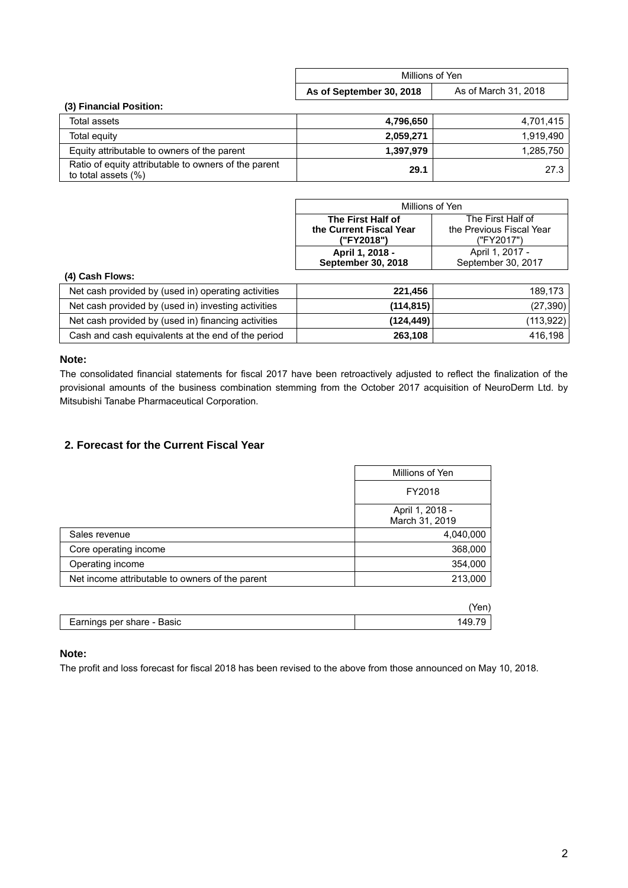### (3) Financial Position:

| | Millions of Yen | |
|---|---|---|
| | **As of September 30, 2018** | As of March 31, 2018 |
| Total assets | **4,796,650** | 4,701,415 |
| Total equity | **2,059,271** | 1,919,490 |
| Equity attributable to owners of the parent | **1,397,979** | 1,285,750 |
| Ratio of equity attributable to owners of the parent to total assets (%) | **29.1** | 27.3 |

### (4) Cash Flows:

| | Millions of Yen | |
|---|---|---|
| | **The First Half of the Current Fiscal Year ("FY2018")** | The First Half of the Previous Fiscal Year ("FY2017") |
| | **April 1, 2018 - September 30, 2018** | April 1, 2017 - September 30, 2017 |
| Net cash provided by (used in) operating activities | **221,456** | 189,173 |
| Net cash provided by (used in) investing activities | **(114,815)** | (27,390) |
| Net cash provided by (used in) financing activities | **(124,449)** | (113,922) |
| Cash and cash equivalents at the end of the period | **263,108** | 416,198 |

**Note:**

The consolidated financial statements for fiscal 2017 have been retroactively adjusted to reflect the finalization of the provisional amounts of the business combination stemming from the October 2017 acquisition of NeuroDerm Ltd. by Mitsubishi Tanabe Pharmaceutical Corporation.

## 2. Forecast for the Current Fiscal Year

| | Millions of Yen |
|---|---|
| | FY2018 |
| | April 1, 2018 - March 31, 2019 |
| Sales revenue | 4,040,000 |
| Core operating income | 368,000 |
| Operating income | 354,000 |
| Net income attributable to owners of the parent | 213,000 |

| | (Yen) |
|---|---|
| Earnings per share - Basic | 149.79 |

**Note:**

The profit and loss forecast for fiscal 2018 has been revised to the above from those announced on May 10, 2018.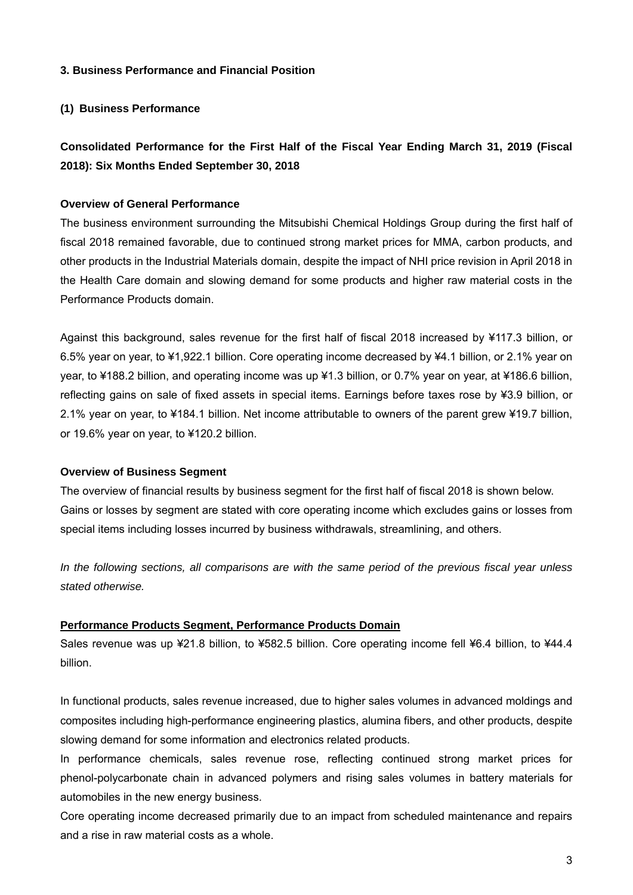## 3. Business Performance and Financial Position

### (1) Business Performance

### Consolidated Performance for the First Half of the Fiscal Year Ending March 31, 2019 (Fiscal 2018): Six Months Ended September 30, 2018

**Overview of General Performance**

The business environment surrounding the Mitsubishi Chemical Holdings Group during the first half of fiscal 2018 remained favorable, due to continued strong market prices for MMA, carbon products, and other products in the Industrial Materials domain, despite the impact of NHI price revision in April 2018 in the Health Care domain and slowing demand for some products and higher raw material costs in the Performance Products domain.

Against this background, sales revenue for the first half of fiscal 2018 increased by ¥117.3 billion, or 6.5% year on year, to ¥1,922.1 billion. Core operating income decreased by ¥4.1 billion, or 2.1% year on year, to ¥188.2 billion, and operating income was up ¥1.3 billion, or 0.7% year on year, at ¥186.6 billion, reflecting gains on sale of fixed assets in special items. Earnings before taxes rose by ¥3.9 billion, or 2.1% year on year, to ¥184.1 billion. Net income attributable to owners of the parent grew ¥19.7 billion, or 19.6% year on year, to ¥120.2 billion.

**Overview of Business Segment**

The overview of financial results by business segment for the first half of fiscal 2018 is shown below.
Gains or losses by segment are stated with core operating income which excludes gains or losses from special items including losses incurred by business withdrawals, streamlining, and others.

*In the following sections, all comparisons are with the same period of the previous fiscal year unless stated otherwise.*

**Performance Products Segment, Performance Products Domain**

Sales revenue was up ¥21.8 billion, to ¥582.5 billion. Core operating income fell ¥6.4 billion, to ¥44.4 billion.

In functional products, sales revenue increased, due to higher sales volumes in advanced moldings and composites including high-performance engineering plastics, alumina fibers, and other products, despite slowing demand for some information and electronics related products.
In performance chemicals, sales revenue rose, reflecting continued strong market prices for phenol-polycarbonate chain in advanced polymers and rising sales volumes in battery materials for automobiles in the new energy business.
Core operating income decreased primarily due to an impact from scheduled maintenance and repairs and a rise in raw material costs as a whole.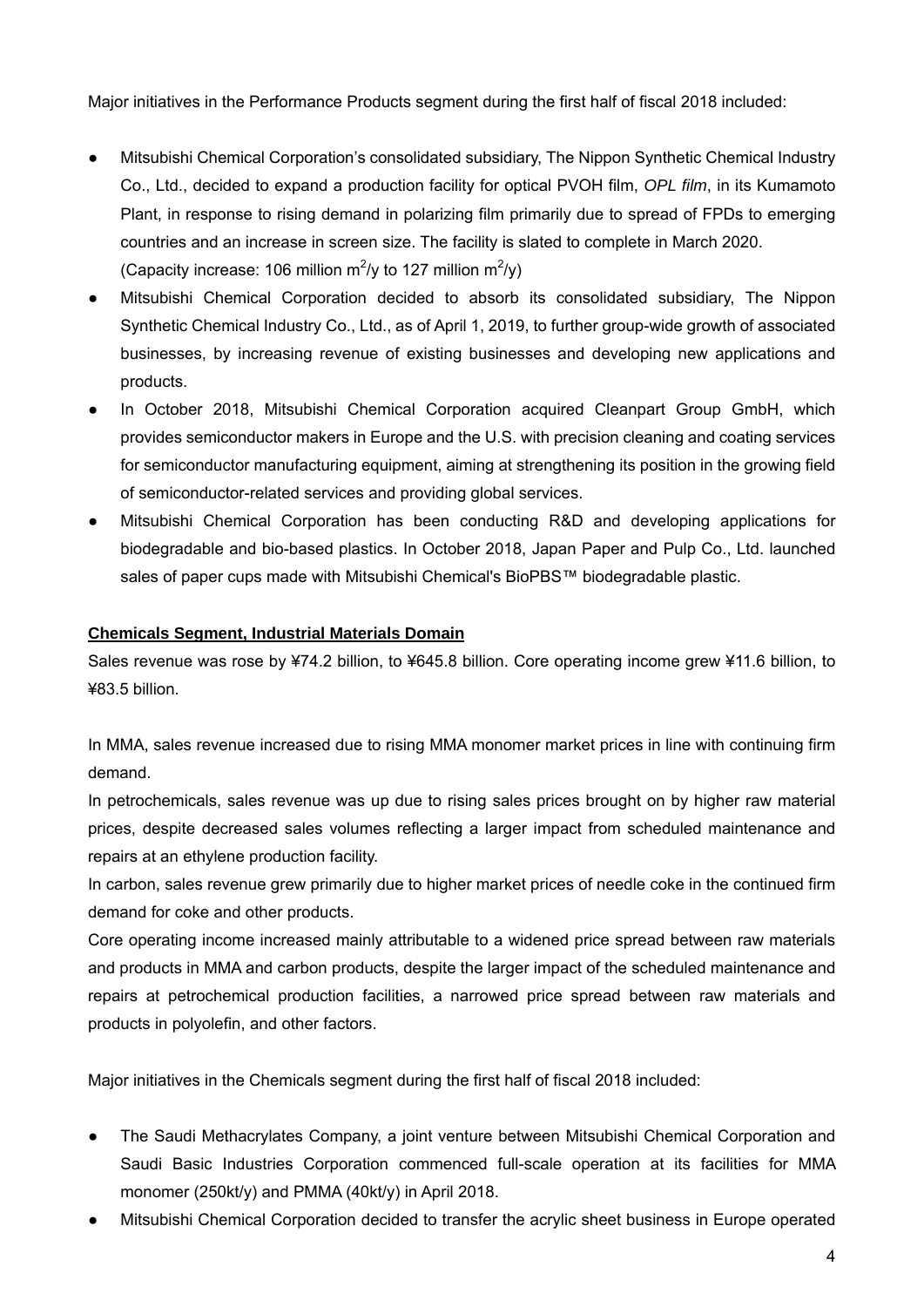Major initiatives in the Performance Products segment during the first half of fiscal 2018 included:

- Mitsubishi Chemical Corporation's consolidated subsidiary, The Nippon Synthetic Chemical Industry Co., Ltd., decided to expand a production facility for optical PVOH film, *OPL film*, in its Kumamoto Plant, in response to rising demand in polarizing film primarily due to spread of FPDs to emerging countries and an increase in screen size. The facility is slated to complete in March 2020. (Capacity increase: 106 million $m^2$/y to 127 million $m^2$/y)
- Mitsubishi Chemical Corporation decided to absorb its consolidated subsidiary, The Nippon Synthetic Chemical Industry Co., Ltd., as of April 1, 2019, to further group-wide growth of associated businesses, by increasing revenue of existing businesses and developing new applications and products.
- In October 2018, Mitsubishi Chemical Corporation acquired Cleanpart Group GmbH, which provides semiconductor makers in Europe and the U.S. with precision cleaning and coating services for semiconductor manufacturing equipment, aiming at strengthening its position in the growing field of semiconductor-related services and providing global services.
- Mitsubishi Chemical Corporation has been conducting R&D and developing applications for biodegradable and bio-based plastics. In October 2018, Japan Paper and Pulp Co., Ltd. launched sales of paper cups made with Mitsubishi Chemical's BioPBS™ biodegradable plastic.

**Chemicals Segment, Industrial Materials Domain**

Sales revenue was rose by ¥74.2 billion, to ¥645.8 billion. Core operating income grew ¥11.6 billion, to ¥83.5 billion.

In MMA, sales revenue increased due to rising MMA monomer market prices in line with continuing firm demand.
In petrochemicals, sales revenue was up due to rising sales prices brought on by higher raw material prices, despite decreased sales volumes reflecting a larger impact from scheduled maintenance and repairs at an ethylene production facility.
In carbon, sales revenue grew primarily due to higher market prices of needle coke in the continued firm demand for coke and other products.
Core operating income increased mainly attributable to a widened price spread between raw materials and products in MMA and carbon products, despite the larger impact of the scheduled maintenance and repairs at petrochemical production facilities, a narrowed price spread between raw materials and products in polyolefin, and other factors.

Major initiatives in the Chemicals segment during the first half of fiscal 2018 included:

- The Saudi Methacrylates Company, a joint venture between Mitsubishi Chemical Corporation and Saudi Basic Industries Corporation commenced full-scale operation at its facilities for MMA monomer (250kt/y) and PMMA (40kt/y) in April 2018.
- Mitsubishi Chemical Corporation decided to transfer the acrylic sheet business in Europe operated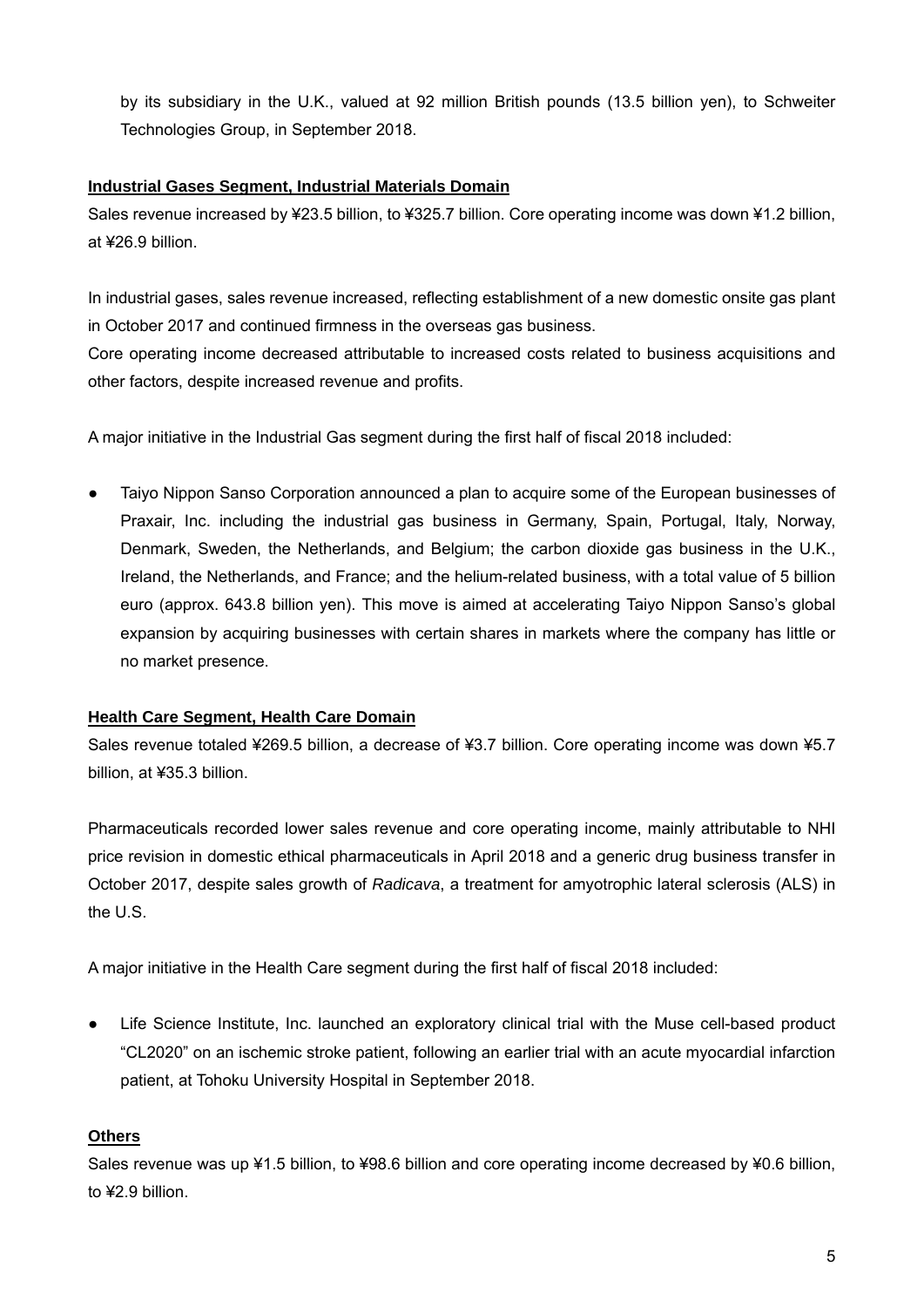by its subsidiary in the U.K., valued at 92 million British pounds (13.5 billion yen), to Schweiter Technologies Group, in September 2018.

**Industrial Gases Segment, Industrial Materials Domain**

Sales revenue increased by ¥23.5 billion, to ¥325.7 billion. Core operating income was down ¥1.2 billion, at ¥26.9 billion.

In industrial gases, sales revenue increased, reflecting establishment of a new domestic onsite gas plant in October 2017 and continued firmness in the overseas gas business.
Core operating income decreased attributable to increased costs related to business acquisitions and other factors, despite increased revenue and profits.

A major initiative in the Industrial Gas segment during the first half of fiscal 2018 included:

- Taiyo Nippon Sanso Corporation announced a plan to acquire some of the European businesses of Praxair, Inc. including the industrial gas business in Germany, Spain, Portugal, Italy, Norway, Denmark, Sweden, the Netherlands, and Belgium; the carbon dioxide gas business in the U.K., Ireland, the Netherlands, and France; and the helium-related business, with a total value of 5 billion euro (approx. 643.8 billion yen). This move is aimed at accelerating Taiyo Nippon Sanso's global expansion by acquiring businesses with certain shares in markets where the company has little or no market presence.

**Health Care Segment, Health Care Domain**

Sales revenue totaled ¥269.5 billion, a decrease of ¥3.7 billion. Core operating income was down ¥5.7 billion, at ¥35.3 billion.

Pharmaceuticals recorded lower sales revenue and core operating income, mainly attributable to NHI price revision in domestic ethical pharmaceuticals in April 2018 and a generic drug business transfer in October 2017, despite sales growth of *Radicava*, a treatment for amyotrophic lateral sclerosis (ALS) in the U.S.

A major initiative in the Health Care segment during the first half of fiscal 2018 included:

- Life Science Institute, Inc. launched an exploratory clinical trial with the Muse cell-based product "CL2020" on an ischemic stroke patient, following an earlier trial with an acute myocardial infarction patient, at Tohoku University Hospital in September 2018.

**Others**

Sales revenue was up ¥1.5 billion, to ¥98.6 billion and core operating income decreased by ¥0.6 billion, to ¥2.9 billion.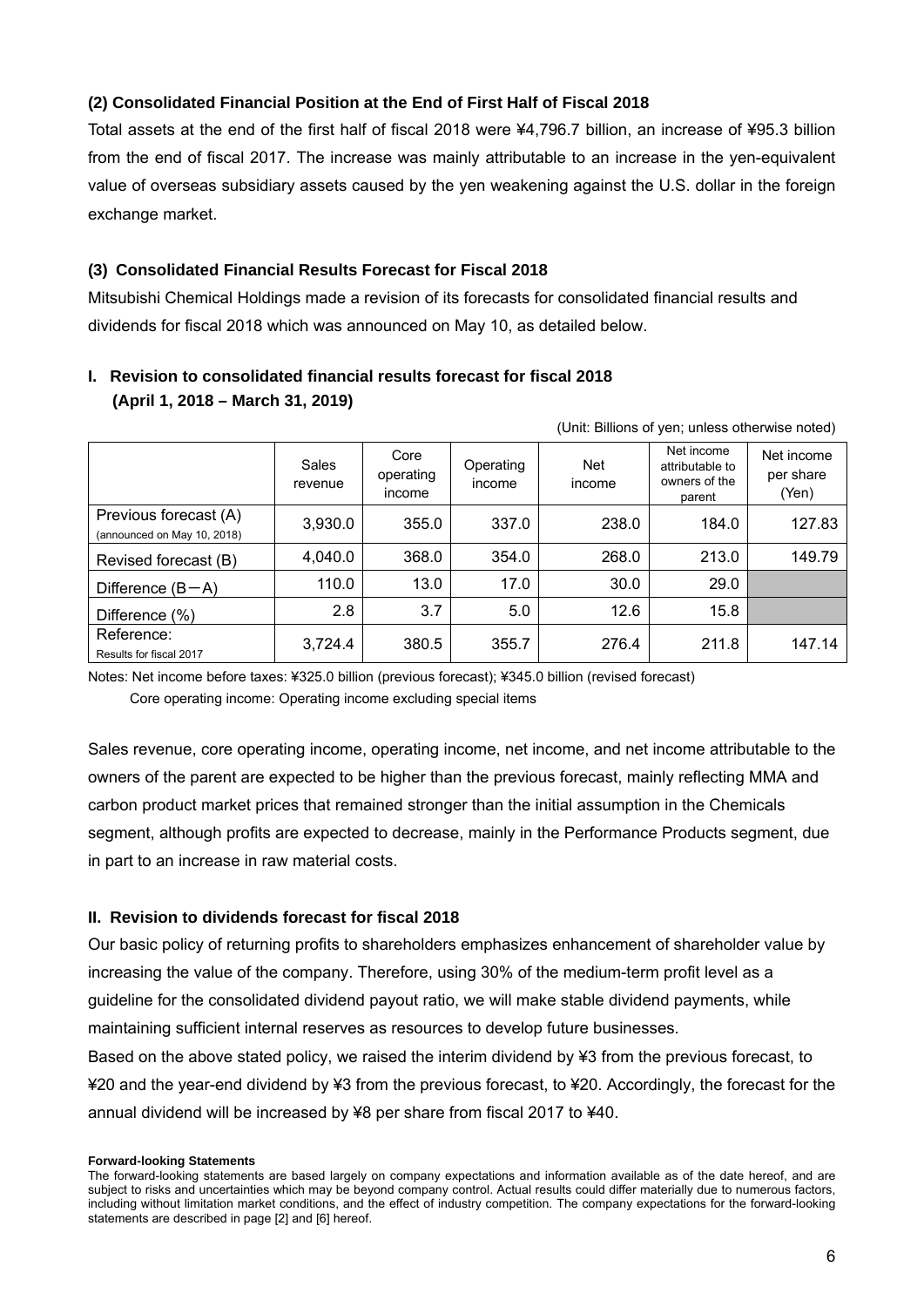### (2) Consolidated Financial Position at the End of First Half of Fiscal 2018

Total assets at the end of the first half of fiscal 2018 were ¥4,796.7 billion, an increase of ¥95.3 billion from the end of fiscal 2017. The increase was mainly attributable to an increase in the yen-equivalent value of overseas subsidiary assets caused by the yen weakening against the U.S. dollar in the foreign exchange market.

### (3) Consolidated Financial Results Forecast for Fiscal 2018

Mitsubishi Chemical Holdings made a revision of its forecasts for consolidated financial results and dividends for fiscal 2018 which was announced on May 10, as detailed below.

#### I. Revision to consolidated financial results forecast for fiscal 2018 (April 1, 2018 – March 31, 2019)

(Unit: Billions of yen; unless otherwise noted)

| | Sales revenue | Core operating income | Operating income | Net income | Net income attributable to owners of the parent | Net income per share (Yen) |
|---|---|---|---|---|---|---|
| Previous forecast (A) (announced on May 10, 2018) | 3,930.0 | 355.0 | 337.0 | 238.0 | 184.0 | 127.83 |
| Revised forecast (B) | 4,040.0 | 368.0 | 354.0 | 268.0 | 213.0 | 149.79 |
| Difference (B−A) | 110.0 | 13.0 | 17.0 | 30.0 | 29.0 | |
| Difference (%) | 2.8 | 3.7 | 5.0 | 12.6 | 15.8 | |
| Reference: Results for fiscal 2017 | 3,724.4 | 380.5 | 355.7 | 276.4 | 211.8 | 147.14 |

Notes: Net income before taxes: ¥325.0 billion (previous forecast); ¥345.0 billion (revised forecast)
Core operating income: Operating income excluding special items

Sales revenue, core operating income, operating income, net income, and net income attributable to the owners of the parent are expected to be higher than the previous forecast, mainly reflecting MMA and carbon product market prices that remained stronger than the initial assumption in the Chemicals segment, although profits are expected to decrease, mainly in the Performance Products segment, due in part to an increase in raw material costs.

#### II. Revision to dividends forecast for fiscal 2018

Our basic policy of returning profits to shareholders emphasizes enhancement of shareholder value by increasing the value of the company. Therefore, using 30% of the medium-term profit level as a guideline for the consolidated dividend payout ratio, we will make stable dividend payments, while maintaining sufficient internal reserves as resources to develop future businesses.

Based on the above stated policy, we raised the interim dividend by ¥3 from the previous forecast, to ¥20 and the year-end dividend by ¥3 from the previous forecast, to ¥20. Accordingly, the forecast for the annual dividend will be increased by ¥8 per share from fiscal 2017 to ¥40.

**Forward-looking Statements**

The forward-looking statements are based largely on company expectations and information available as of the date hereof, and are subject to risks and uncertainties which may be beyond company control. Actual results could differ materially due to numerous factors, including without limitation market conditions, and the effect of industry competition. The company expectations for the forward-looking statements are described in page [2] and [6] hereof.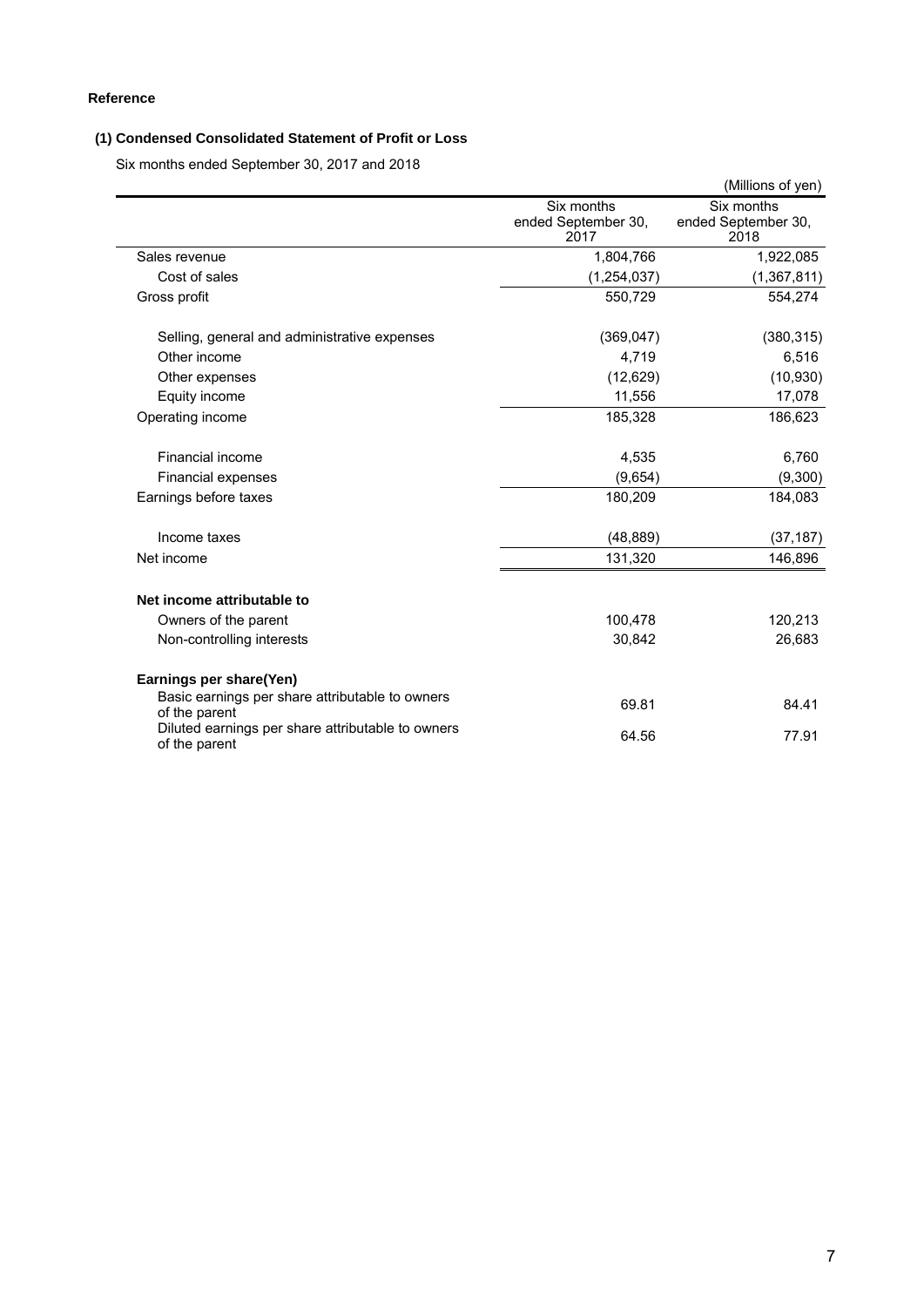**Reference**

**(1) Condensed Consolidated Statement of Profit or Loss**

Six months ended September 30, 2017 and 2018

(Millions of yen)

| | Six months ended September 30, 2017 | Six months ended September 30, 2018 |
|---|---|---|
| Sales revenue | 1,804,766 | 1,922,085 |
| Cost of sales | (1,254,037) | (1,367,811) |
| Gross profit | 550,729 | 554,274 |
| Selling, general and administrative expenses | (369,047) | (380,315) |
| Other income | 4,719 | 6,516 |
| Other expenses | (12,629) | (10,930) |
| Equity income | 11,556 | 17,078 |
| Operating income | 185,328 | 186,623 |
| Financial income | 4,535 | 6,760 |
| Financial expenses | (9,654) | (9,300) |
| Earnings before taxes | 180,209 | 184,083 |
| Income taxes | (48,889) | (37,187) |
| Net income | 131,320 | 146,896 |
| **Net income attributable to** | | |
| Owners of the parent | 100,478 | 120,213 |
| Non-controlling interests | 30,842 | 26,683 |
| **Earnings per share(Yen)** | | |
| Basic earnings per share attributable to owners of the parent | 69.81 | 84.41 |
| Diluted earnings per share attributable to owners of the parent | 64.56 | 77.91 |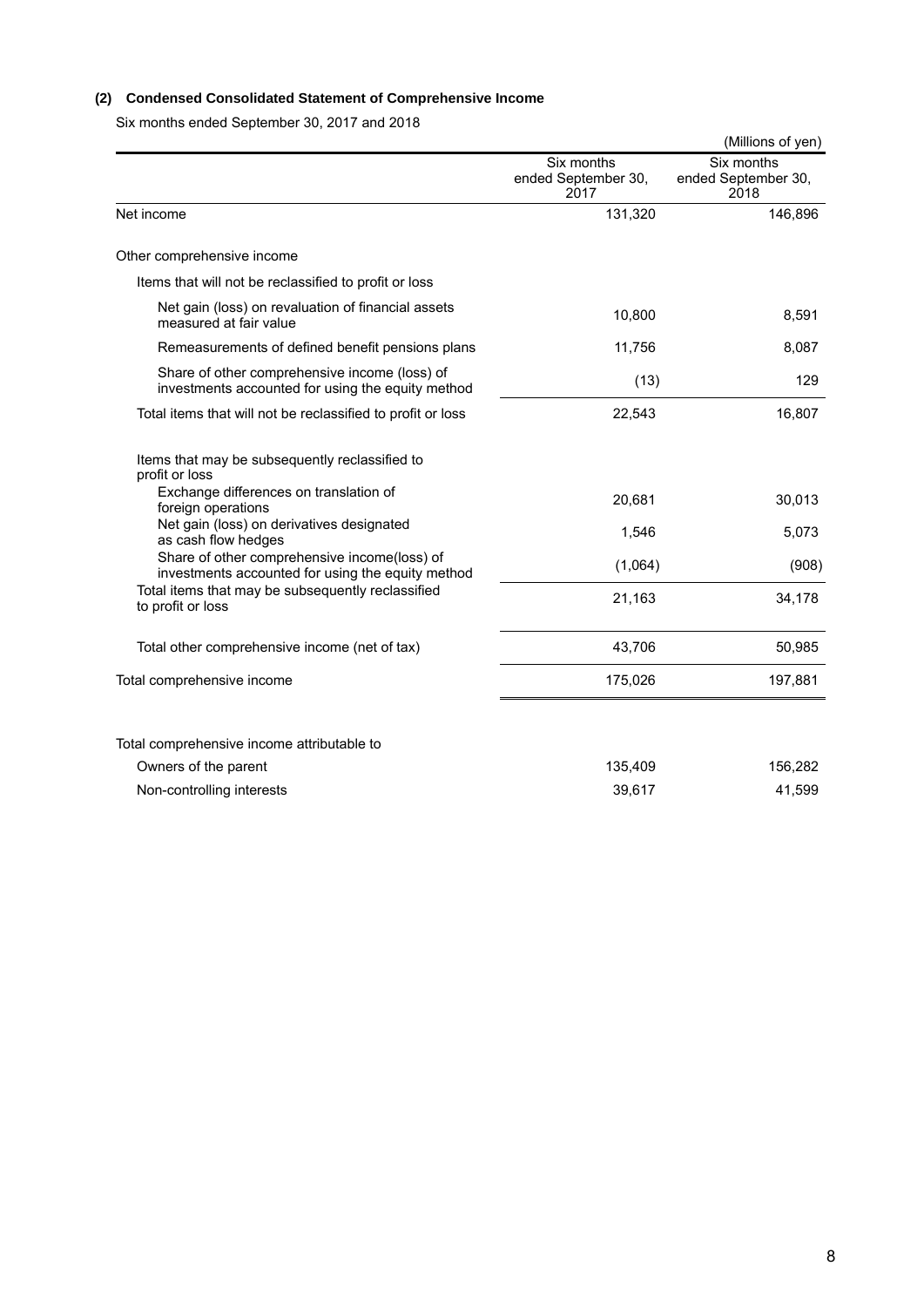### (2) Condensed Consolidated Statement of Comprehensive Income

Six months ended September 30, 2017 and 2018

(Millions of yen)

| | Six months ended September 30, 2017 | Six months ended September 30, 2018 |
|---|---|---|
| Net income | 131,320 | 146,896 |
| Other comprehensive income | | |
| Items that will not be reclassified to profit or loss | | |
| Net gain (loss) on revaluation of financial assets measured at fair value | 10,800 | 8,591 |
| Remeasurements of defined benefit pensions plans | 11,756 | 8,087 |
| Share of other comprehensive income (loss) of investments accounted for using the equity method | (13) | 129 |
| Total items that will not be reclassified to profit or loss | 22,543 | 16,807 |
| Items that may be subsequently reclassified to profit or loss | | |
| Exchange differences on translation of foreign operations | 20,681 | 30,013 |
| Net gain (loss) on derivatives designated as cash flow hedges | 1,546 | 5,073 |
| Share of other comprehensive income(loss) of investments accounted for using the equity method | (1,064) | (908) |
| Total items that may be subsequently reclassified to profit or loss | 21,163 | 34,178 |
| Total other comprehensive income (net of tax) | 43,706 | 50,985 |
| Total comprehensive income | 175,026 | 197,881 |
| Total comprehensive income attributable to | | |
| Owners of the parent | 135,409 | 156,282 |
| Non-controlling interests | 39,617 | 41,599 |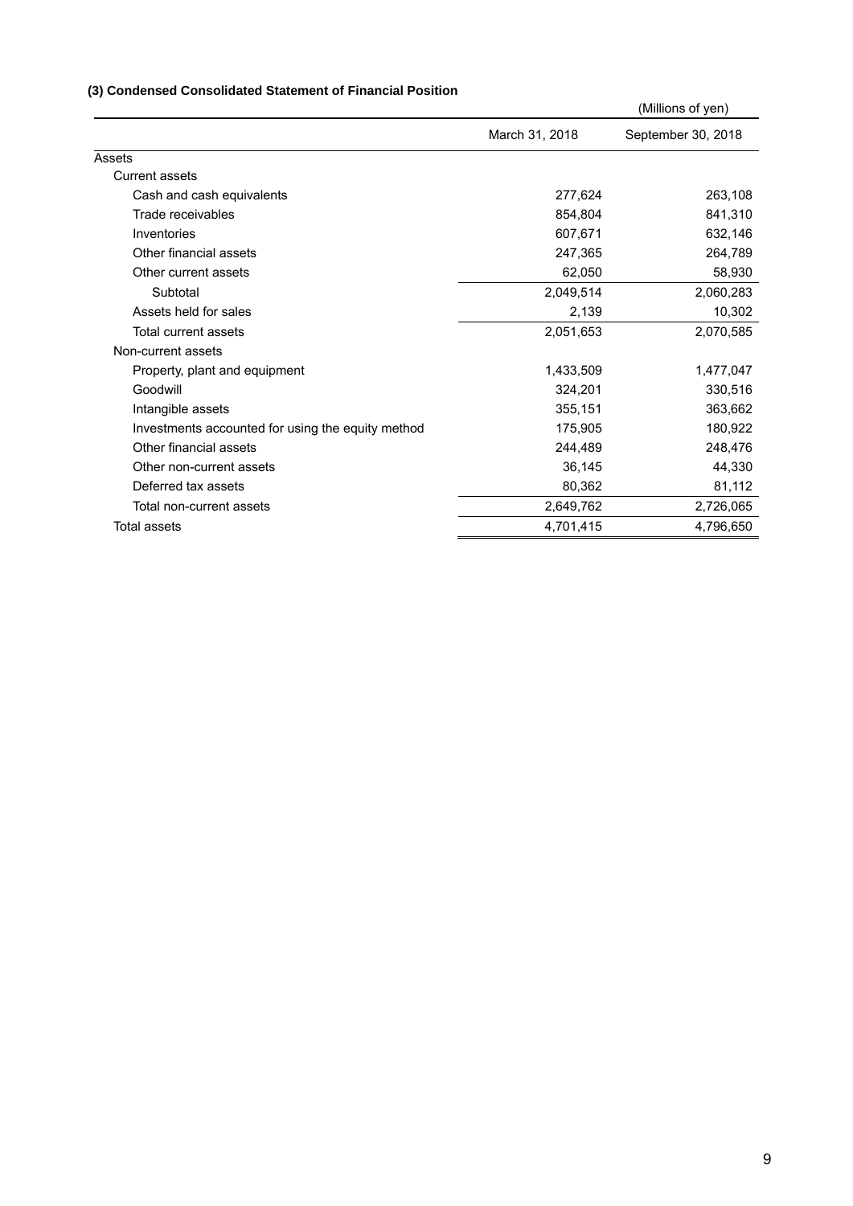### (3) Condensed Consolidated Statement of Financial Position

(Millions of yen)

| | March 31, 2018 | September 30, 2018 |
|---|---|---|
| Assets | | |
| Current assets | | |
| Cash and cash equivalents | 277,624 | 263,108 |
| Trade receivables | 854,804 | 841,310 |
| Inventories | 607,671 | 632,146 |
| Other financial assets | 247,365 | 264,789 |
| Other current assets | 62,050 | 58,930 |
| Subtotal | 2,049,514 | 2,060,283 |
| Assets held for sales | 2,139 | 10,302 |
| Total current assets | 2,051,653 | 2,070,585 |
| Non-current assets | | |
| Property, plant and equipment | 1,433,509 | 1,477,047 |
| Goodwill | 324,201 | 330,516 |
| Intangible assets | 355,151 | 363,662 |
| Investments accounted for using the equity method | 175,905 | 180,922 |
| Other financial assets | 244,489 | 248,476 |
| Other non-current assets | 36,145 | 44,330 |
| Deferred tax assets | 80,362 | 81,112 |
| Total non-current assets | 2,649,762 | 2,726,065 |
| Total assets | 4,701,415 | 4,796,650 |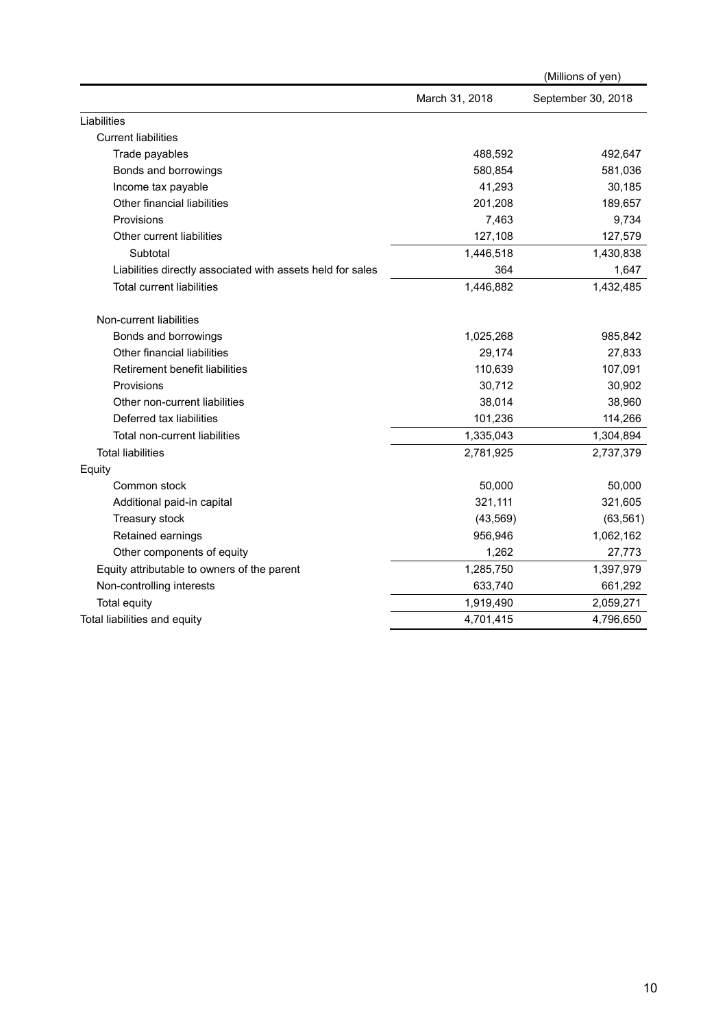(Millions of yen)

| | March 31, 2018 | September 30, 2018 |
|---|---|---|
| Liabilities | | |
| Current liabilities | | |
| Trade payables | 488,592 | 492,647 |
| Bonds and borrowings | 580,854 | 581,036 |
| Income tax payable | 41,293 | 30,185 |
| Other financial liabilities | 201,208 | 189,657 |
| Provisions | 7,463 | 9,734 |
| Other current liabilities | 127,108 | 127,579 |
| Subtotal | 1,446,518 | 1,430,838 |
| Liabilities directly associated with assets held for sales | 364 | 1,647 |
| Total current liabilities | 1,446,882 | 1,432,485 |
| | | |
| Non-current liabilities | | |
| Bonds and borrowings | 1,025,268 | 985,842 |
| Other financial liabilities | 29,174 | 27,833 |
| Retirement benefit liabilities | 110,639 | 107,091 |
| Provisions | 30,712 | 30,902 |
| Other non-current liabilities | 38,014 | 38,960 |
| Deferred tax liabilities | 101,236 | 114,266 |
| Total non-current liabilities | 1,335,043 | 1,304,894 |
| Total liabilities | 2,781,925 | 2,737,379 |
| Equity | | |
| Common stock | 50,000 | 50,000 |
| Additional paid-in capital | 321,111 | 321,605 |
| Treasury stock | (43,569) | (63,561) |
| Retained earnings | 956,946 | 1,062,162 |
| Other components of equity | 1,262 | 27,773 |
| Equity attributable to owners of the parent | 1,285,750 | 1,397,979 |
| Non-controlling interests | 633,740 | 661,292 |
| Total equity | 1,919,490 | 2,059,271 |
| Total liabilities and equity | 4,701,415 | 4,796,650 |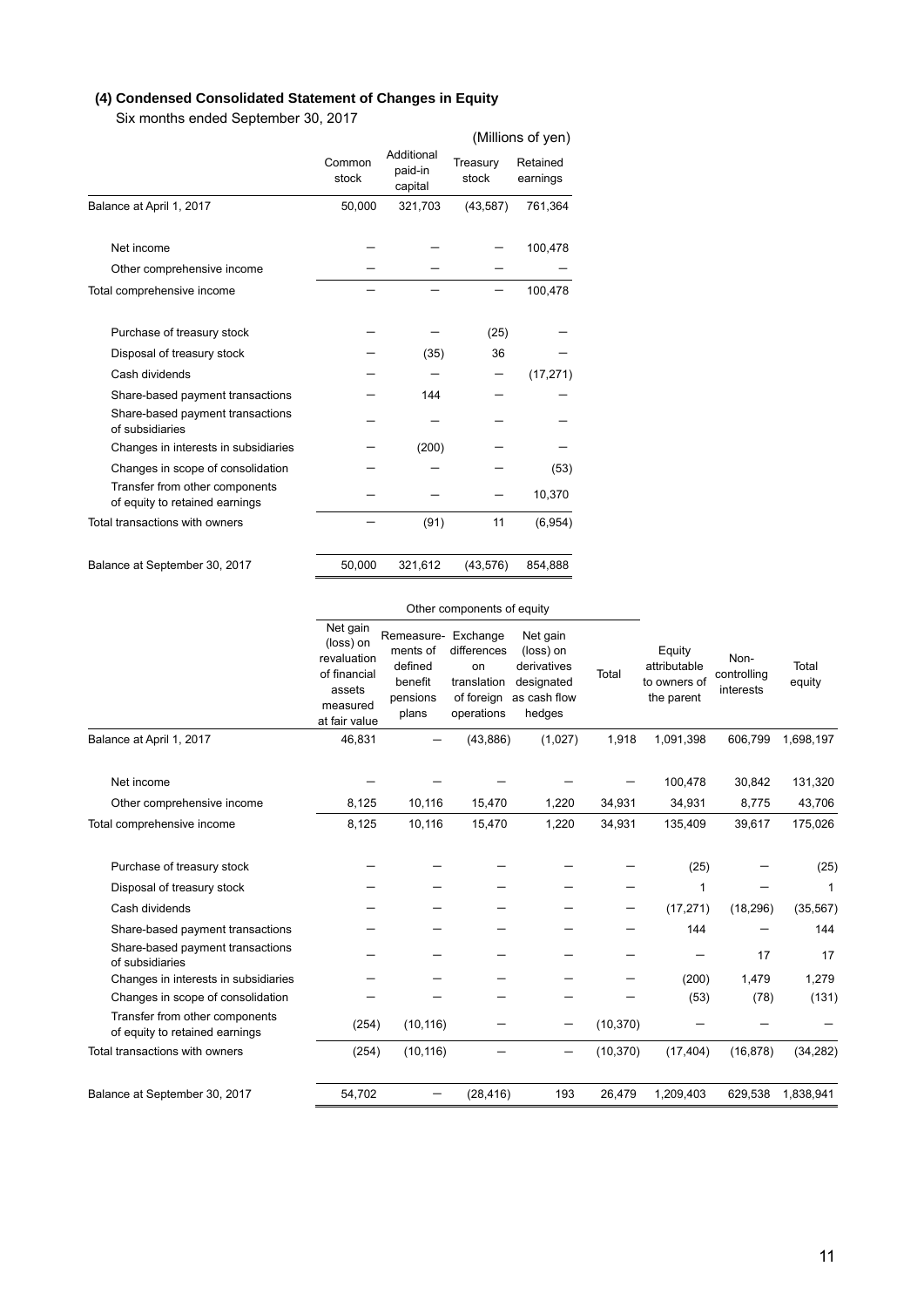### (4) Condensed Consolidated Statement of Changes in Equity

Six months ended September 30, 2017

(Millions of yen)

| | Common stock | Additional paid-in capital | Treasury stock | Retained earnings |
|---|---|---|---|---|
| Balance at April 1, 2017 | 50,000 | 321,703 | (43,587) | 761,364 |
| Net income | ─ | ─ | ─ | 100,478 |
| Other comprehensive income | ─ | ─ | ─ | ─ |
| Total comprehensive income | ─ | ─ | ─ | 100,478 |
| Purchase of treasury stock | ─ | ─ | (25) | ─ |
| Disposal of treasury stock | ─ | (35) | 36 | ─ |
| Cash dividends | ─ | ─ | ─ | (17,271) |
| Share-based payment transactions | ─ | 144 | ─ | ─ |
| Share-based payment transactions of subsidiaries | ─ | ─ | ─ | ─ |
| Changes in interests in subsidiaries | ─ | (200) | ─ | ─ |
| Changes in scope of consolidation | ─ | ─ | ─ | (53) |
| Transfer from other components of equity to retained earnings | ─ | ─ | ─ | 10,370 |
| Total transactions with owners | ─ | (91) | 11 | (6,954) |
| Balance at September 30, 2017 | 50,000 | 321,612 | (43,576) | 854,888 |

| | Other components of equity | | | | | | | |
|---|---|---|---|---|---|---|---|---|
| | Net gain (loss) on revaluation of financial assets measured at fair value | Remeasure-ments of defined benefit pensions plans | Exchange differences on translation of foreign operations | Net gain (loss) on derivatives designated as cash flow hedges | Total | Equity attributable to owners of the parent | Non-controlling interests | Total equity |
| Balance at April 1, 2017 | 46,831 | ─ | (43,886) | (1,027) | 1,918 | 1,091,398 | 606,799 | 1,698,197 |
| Net income | ─ | ─ | ─ | ─ | ─ | 100,478 | 30,842 | 131,320 |
| Other comprehensive income | 8,125 | 10,116 | 15,470 | 1,220 | 34,931 | 34,931 | 8,775 | 43,706 |
| Total comprehensive income | 8,125 | 10,116 | 15,470 | 1,220 | 34,931 | 135,409 | 39,617 | 175,026 |
| Purchase of treasury stock | ─ | ─ | ─ | ─ | ─ | (25) | ─ | (25) |
| Disposal of treasury stock | ─ | ─ | ─ | ─ | ─ | 1 | ─ | 1 |
| Cash dividends | ─ | ─ | ─ | ─ | ─ | (17,271) | (18,296) | (35,567) |
| Share-based payment transactions | ─ | ─ | ─ | ─ | ─ | 144 | ─ | 144 |
| Share-based payment transactions of subsidiaries | ─ | ─ | ─ | ─ | ─ | ─ | 17 | 17 |
| Changes in interests in subsidiaries | ─ | ─ | ─ | ─ | ─ | (200) | 1,479 | 1,279 |
| Changes in scope of consolidation | ─ | ─ | ─ | ─ | ─ | (53) | (78) | (131) |
| Transfer from other components of equity to retained earnings | (254) | (10,116) | ─ | ─ | (10,370) | ─ | ─ | ─ |
| Total transactions with owners | (254) | (10,116) | ─ | ─ | (10,370) | (17,404) | (16,878) | (34,282) |
| Balance at September 30, 2017 | 54,702 | ─ | (28,416) | 193 | 26,479 | 1,209,403 | 629,538 | 1,838,941 |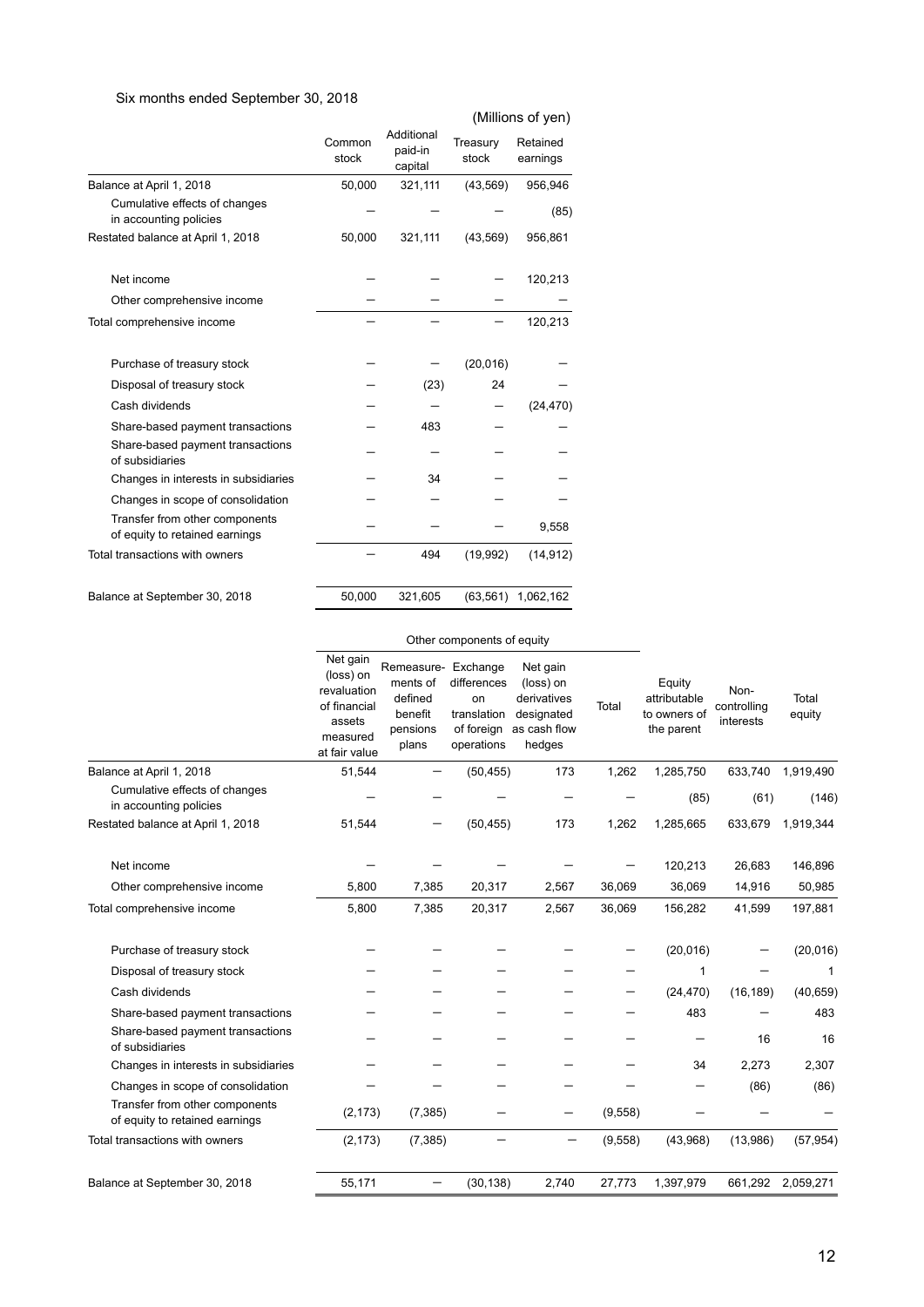Six months ended September 30, 2018

(Millions of yen)

| | Common stock | Additional paid-in capital | Treasury stock | Retained earnings |
|---|---|---|---|---|
| Balance at April 1, 2018 | 50,000 | 321,111 | (43,569) | 956,946 |
| Cumulative effects of changes in accounting policies | – | – | – | (85) |
| Restated balance at April 1, 2018 | 50,000 | 321,111 | (43,569) | 956,861 |
| Net income | – | – | – | 120,213 |
| Other comprehensive income | – | – | – | – |
| Total comprehensive income | – | – | – | 120,213 |
| Purchase of treasury stock | – | – | (20,016) | – |
| Disposal of treasury stock | – | (23) | 24 | – |
| Cash dividends | – | – | – | (24,470) |
| Share-based payment transactions | – | 483 | – | – |
| Share-based payment transactions of subsidiaries | – | – | – | – |
| Changes in interests in subsidiaries | – | 34 | – | – |
| Changes in scope of consolidation | – | – | – | – |
| Transfer from other components of equity to retained earnings | – | – | – | 9,558 |
| Total transactions with owners | – | 494 | (19,992) | (14,912) |
| Balance at September 30, 2018 | 50,000 | 321,605 | (63,561) | 1,062,162 |

| | Other components of equity | | | | | | | |
|---|---|---|---|---|---|---|---|---|
| | Net gain (loss) on revaluation of financial assets measured at fair value | Remeasurements of defined benefit pensions plans | Exchange differences on translation of foreign operations | Net gain (loss) on derivatives designated as cash flow hedges | Total | Equity attributable to owners of the parent | Non-controlling interests | Total equity |
| Balance at April 1, 2018 | 51,544 | – | (50,455) | 173 | 1,262 | 1,285,750 | 633,740 | 1,919,490 |
| Cumulative effects of changes in accounting policies | – | – | – | – | – | (85) | (61) | (146) |
| Restated balance at April 1, 2018 | 51,544 | – | (50,455) | 173 | 1,262 | 1,285,665 | 633,679 | 1,919,344 |
| Net income | – | – | – | – | – | 120,213 | 26,683 | 146,896 |
| Other comprehensive income | 5,800 | 7,385 | 20,317 | 2,567 | 36,069 | 36,069 | 14,916 | 50,985 |
| Total comprehensive income | 5,800 | 7,385 | 20,317 | 2,567 | 36,069 | 156,282 | 41,599 | 197,881 |
| Purchase of treasury stock | – | – | – | – | – | (20,016) | – | (20,016) |
| Disposal of treasury stock | – | – | – | – | – | 1 | – | 1 |
| Cash dividends | – | – | – | – | – | (24,470) | (16,189) | (40,659) |
| Share-based payment transactions | – | – | – | – | – | 483 | – | 483 |
| Share-based payment transactions of subsidiaries | – | – | – | – | – | – | 16 | 16 |
| Changes in interests in subsidiaries | – | – | – | – | – | 34 | 2,273 | 2,307 |
| Changes in scope of consolidation | – | – | – | – | – | – | (86) | (86) |
| Transfer from other components of equity to retained earnings | (2,173) | (7,385) | – | – | (9,558) | – | – | – |
| Total transactions with owners | (2,173) | (7,385) | – | – | (9,558) | (43,968) | (13,986) | (57,954) |
| Balance at September 30, 2018 | 55,171 | – | (30,138) | 2,740 | 27,773 | 1,397,979 | 661,292 | 2,059,271 |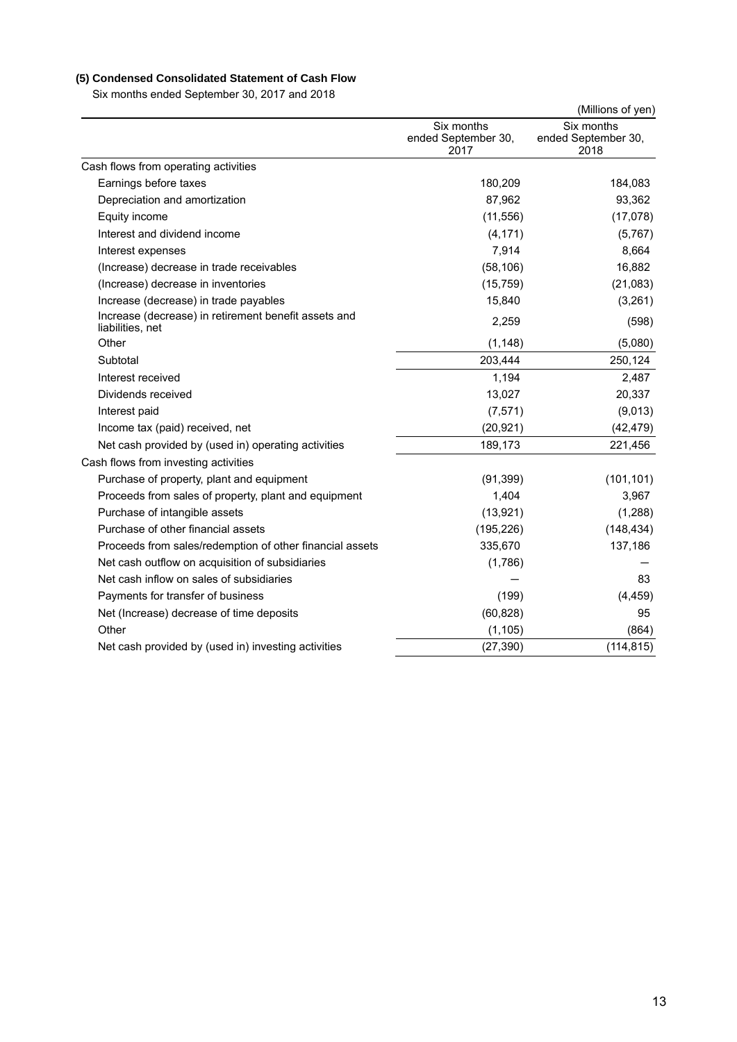### (5) Condensed Consolidated Statement of Cash Flow

Six months ended September 30, 2017 and 2018

(Millions of yen)

| | Six months ended September 30, 2017 | Six months ended September 30, 2018 |
|---|---|---|
| Cash flows from operating activities | | |
| Earnings before taxes | 180,209 | 184,083 |
| Depreciation and amortization | 87,962 | 93,362 |
| Equity income | (11,556) | (17,078) |
| Interest and dividend income | (4,171) | (5,767) |
| Interest expenses | 7,914 | 8,664 |
| (Increase) decrease in trade receivables | (58,106) | 16,882 |
| (Increase) decrease in inventories | (15,759) | (21,083) |
| Increase (decrease) in trade payables | 15,840 | (3,261) |
| Increase (decrease) in retirement benefit assets and liabilities, net | 2,259 | (598) |
| Other | (1,148) | (5,080) |
| Subtotal | 203,444 | 250,124 |
| Interest received | 1,194 | 2,487 |
| Dividends received | 13,027 | 20,337 |
| Interest paid | (7,571) | (9,013) |
| Income tax (paid) received, net | (20,921) | (42,479) |
| Net cash provided by (used in) operating activities | 189,173 | 221,456 |
| Cash flows from investing activities | | |
| Purchase of property, plant and equipment | (91,399) | (101,101) |
| Proceeds from sales of property, plant and equipment | 1,404 | 3,967 |
| Purchase of intangible assets | (13,921) | (1,288) |
| Purchase of other financial assets | (195,226) | (148,434) |
| Proceeds from sales/redemption of other financial assets | 335,670 | 137,186 |
| Net cash outflow on acquisition of subsidiaries | (1,786) | — |
| Net cash inflow on sales of subsidiaries | — | 83 |
| Payments for transfer of business | (199) | (4,459) |
| Net (Increase) decrease of time deposits | (60,828) | 95 |
| Other | (1,105) | (864) |
| Net cash provided by (used in) investing activities | (27,390) | (114,815) |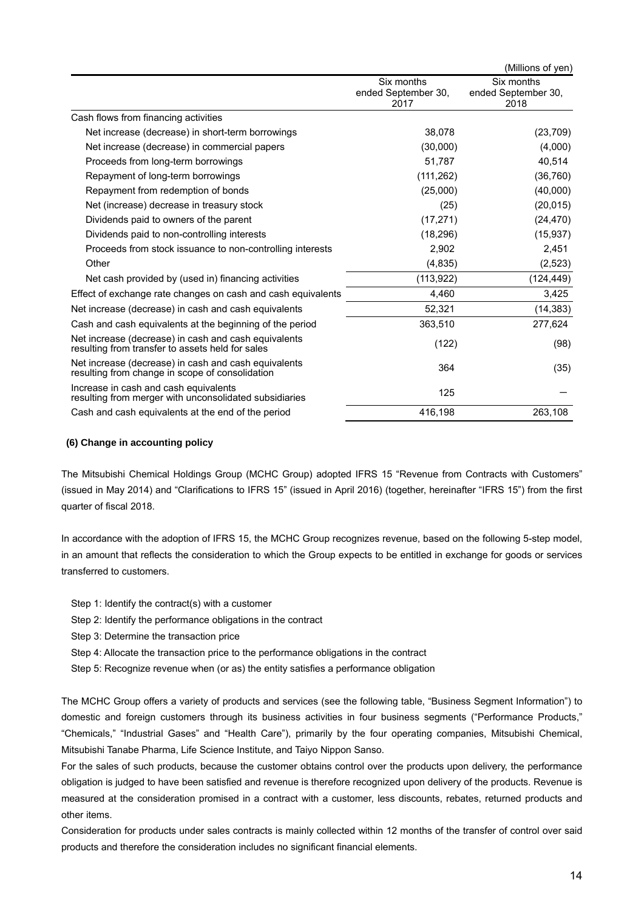(Millions of yen)

| | Six months ended September 30, 2017 | Six months ended September 30, 2018 |
|---|---|---|
| Cash flows from financing activities | | |
| Net increase (decrease) in short-term borrowings | 38,078 | (23,709) |
| Net increase (decrease) in commercial papers | (30,000) | (4,000) |
| Proceeds from long-term borrowings | 51,787 | 40,514 |
| Repayment of long-term borrowings | (111,262) | (36,760) |
| Repayment from redemption of bonds | (25,000) | (40,000) |
| Net (increase) decrease in treasury stock | (25) | (20,015) |
| Dividends paid to owners of the parent | (17,271) | (24,470) |
| Dividends paid to non-controlling interests | (18,296) | (15,937) |
| Proceeds from stock issuance to non-controlling interests | 2,902 | 2,451 |
| Other | (4,835) | (2,523) |
| Net cash provided by (used in) financing activities | (113,922) | (124,449) |
| Effect of exchange rate changes on cash and cash equivalents | 4,460 | 3,425 |
| Net increase (decrease) in cash and cash equivalents | 52,321 | (14,383) |
| Cash and cash equivalents at the beginning of the period | 363,510 | 277,624 |
| Net increase (decrease) in cash and cash equivalents resulting from transfer to assets held for sales | (122) | (98) |
| Net increase (decrease) in cash and cash equivalents resulting from change in scope of consolidation | 364 | (35) |
| Increase in cash and cash equivalents resulting from merger with unconsolidated subsidiaries | 125 | — |
| Cash and cash equivalents at the end of the period | 416,198 | 263,108 |

**(6) Change in accounting policy**

The Mitsubishi Chemical Holdings Group (MCHC Group) adopted IFRS 15 "Revenue from Contracts with Customers" (issued in May 2014) and "Clarifications to IFRS 15" (issued in April 2016) (together, hereinafter "IFRS 15") from the first quarter of fiscal 2018.

In accordance with the adoption of IFRS 15, the MCHC Group recognizes revenue, based on the following 5-step model, in an amount that reflects the consideration to which the Group expects to be entitled in exchange for goods or services transferred to customers.

Step 1: Identify the contract(s) with a customer
Step 2: Identify the performance obligations in the contract
Step 3: Determine the transaction price
Step 4: Allocate the transaction price to the performance obligations in the contract
Step 5: Recognize revenue when (or as) the entity satisfies a performance obligation

The MCHC Group offers a variety of products and services (see the following table, "Business Segment Information") to domestic and foreign customers through its business activities in four business segments ("Performance Products," "Chemicals," "Industrial Gases" and "Health Care"), primarily by the four operating companies, Mitsubishi Chemical, Mitsubishi Tanabe Pharma, Life Science Institute, and Taiyo Nippon Sanso.

For the sales of such products, because the customer obtains control over the products upon delivery, the performance obligation is judged to have been satisfied and revenue is therefore recognized upon delivery of the products. Revenue is measured at the consideration promised in a contract with a customer, less discounts, rebates, returned products and other items.

Consideration for products under sales contracts is mainly collected within 12 months of the transfer of control over said products and therefore the consideration includes no significant financial elements.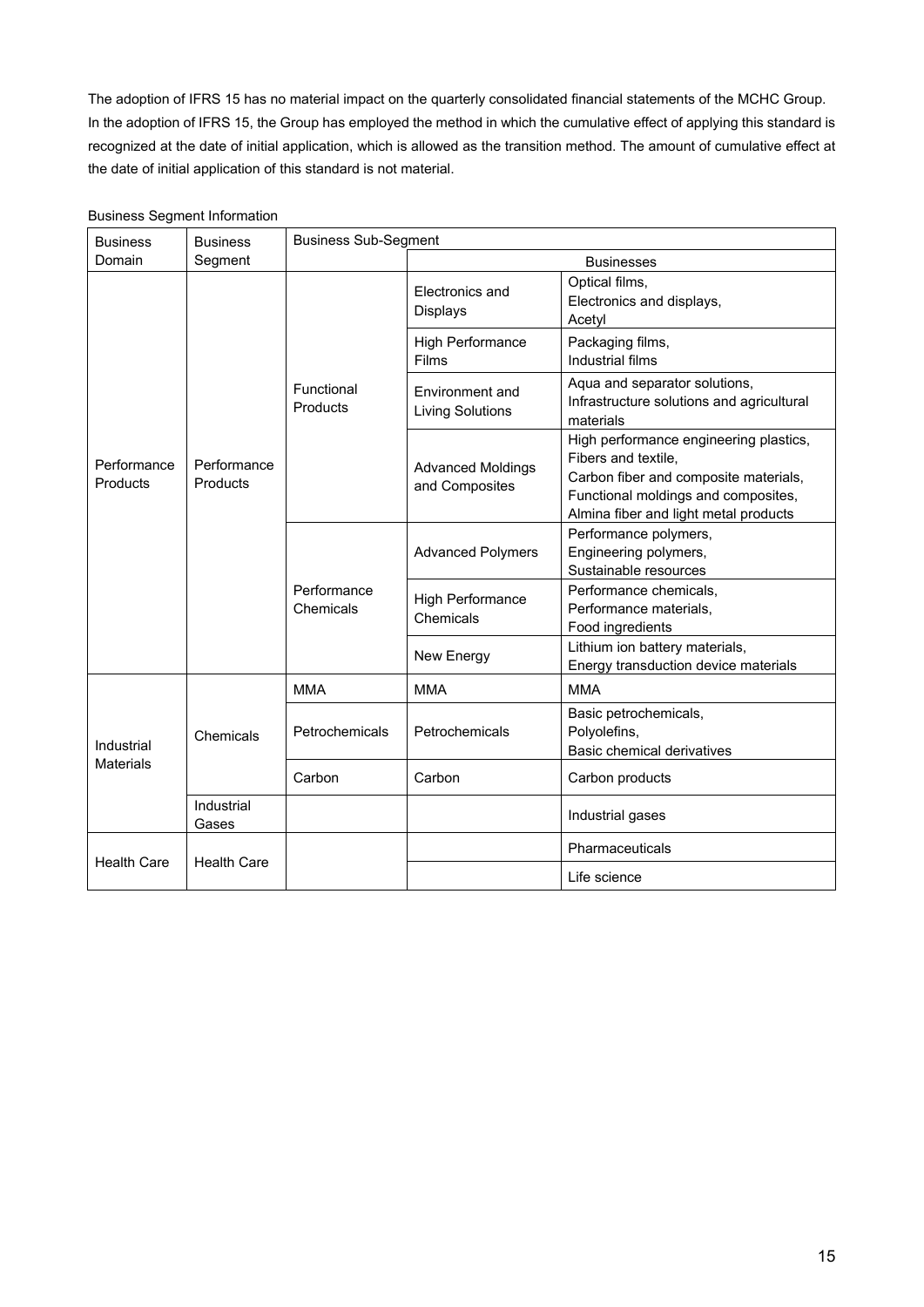The adoption of IFRS 15 has no material impact on the quarterly consolidated financial statements of the MCHC Group. In the adoption of IFRS 15, the Group has employed the method in which the cumulative effect of applying this standard is recognized at the date of initial application, which is allowed as the transition method. The amount of cumulative effect at the date of initial application of this standard is not material.

Business Segment Information

| Business Domain | Business Segment | Business Sub-Segment | | |
|---|---|---|---|---|
| | | | Businesses | |
| Performance Products | Performance Products | Functional Products | Electronics and Displays | Optical films, Electronics and displays, Acetyl |
| | | | High Performance Films | Packaging films, Industrial films |
| | | | Environment and Living Solutions | Aqua and separator solutions, Infrastructure solutions and agricultural materials |
| | | | Advanced Moldings and Composites | High performance engineering plastics, Fibers and textile, Carbon fiber and composite materials, Functional moldings and composites, Almina fiber and light metal products |
| | | Performance Chemicals | Advanced Polymers | Performance polymers, Engineering polymers, Sustainable resources |
| | | | High Performance Chemicals | Performance chemicals, Performance materials, Food ingredients |
| | | | New Energy | Lithium ion battery materials, Energy transduction device materials |
| Industrial Materials | Chemicals | MMA | MMA | MMA |
| | | Petrochemicals | Petrochemicals | Basic petrochemicals, Polyolefins, Basic chemical derivatives |
| | | Carbon | Carbon | Carbon products |
| | Industrial Gases | | | Industrial gases |
| Health Care | Health Care | | | Pharmaceuticals |
| | | | | Life science |